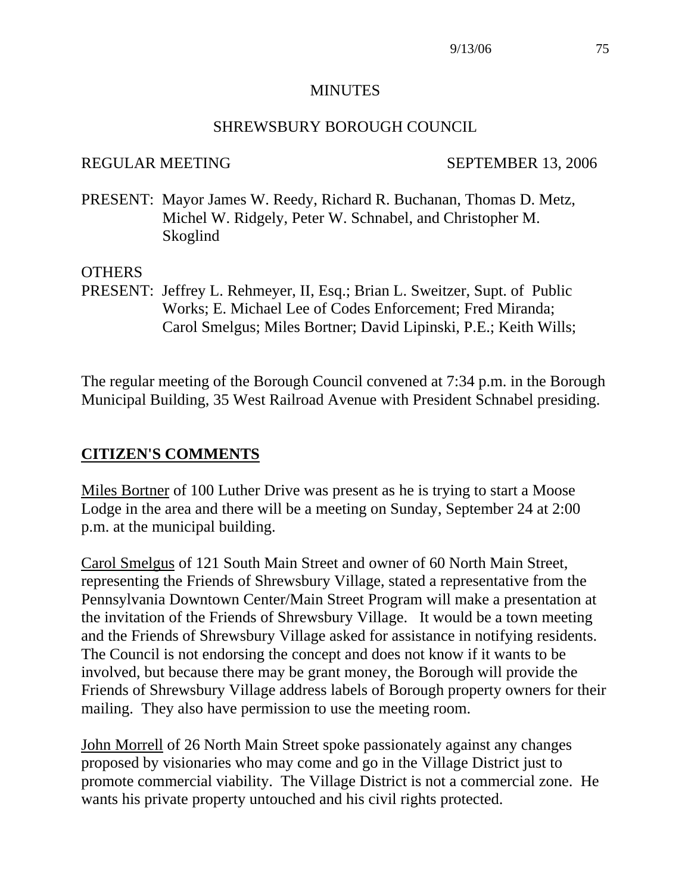# MINUTES

## SHREWSBURY BOROUGH COUNCIL

REGULAR MEETING SEPTEMBER 13, 2006

PRESENT: Mayor James W. Reedy, Richard R. Buchanan, Thomas D. Metz, Michel W. Ridgely, Peter W. Schnabel, and Christopher M. Skoglind

OTHERS PRESENT: Jeffrey L. Rehmeyer, II, Esq.; Brian L. Sweitzer, Supt. of Public Works; E. Michael Lee of Codes Enforcement; Fred Miranda; Carol Smelgus; Miles Bortner; David Lipinski, P.E.; Keith Wills;

The regular meeting of the Borough Council convened at 7:34 p.m. in the Borough Municipal Building, 35 West Railroad Avenue with President Schnabel presiding.

## CITIZEN'S COMMENTS

Miles Bortner of 100 Luther Drive was present as he is trying to start a Moose Lodge in the area and there will be a meeting on Sunday, September 24 at 2:00 p.m. at the municipal building.

Carol Smelgus of 121 South Main Street and owner of 60 North Main Street, representing the Friends of Shrewsbury Village, stated a representative from the Pennsylvania Downtown Center/Main Street Program will make a presentation at the invitation of the Friends of Shrewsbury Village. It would be a town meeting and the Friends of Shrewsbury Village asked for assistance in notifying residents. The Council is not endorsing the concept and does not know if it wants to be involved, but because there may be grant money, the Borough will provide the Friends of Shrewsbury Village address labels of Borough property owners for their mailing. They also have permission to use the meeting room.

John Morrell of 26 North Main Street spoke passionately against any changes proposed by visionaries who may come and go in the Village District just to promote commercial viability. The Village District is not a commercial zone. He wants his private property untouched and his civil rights protected.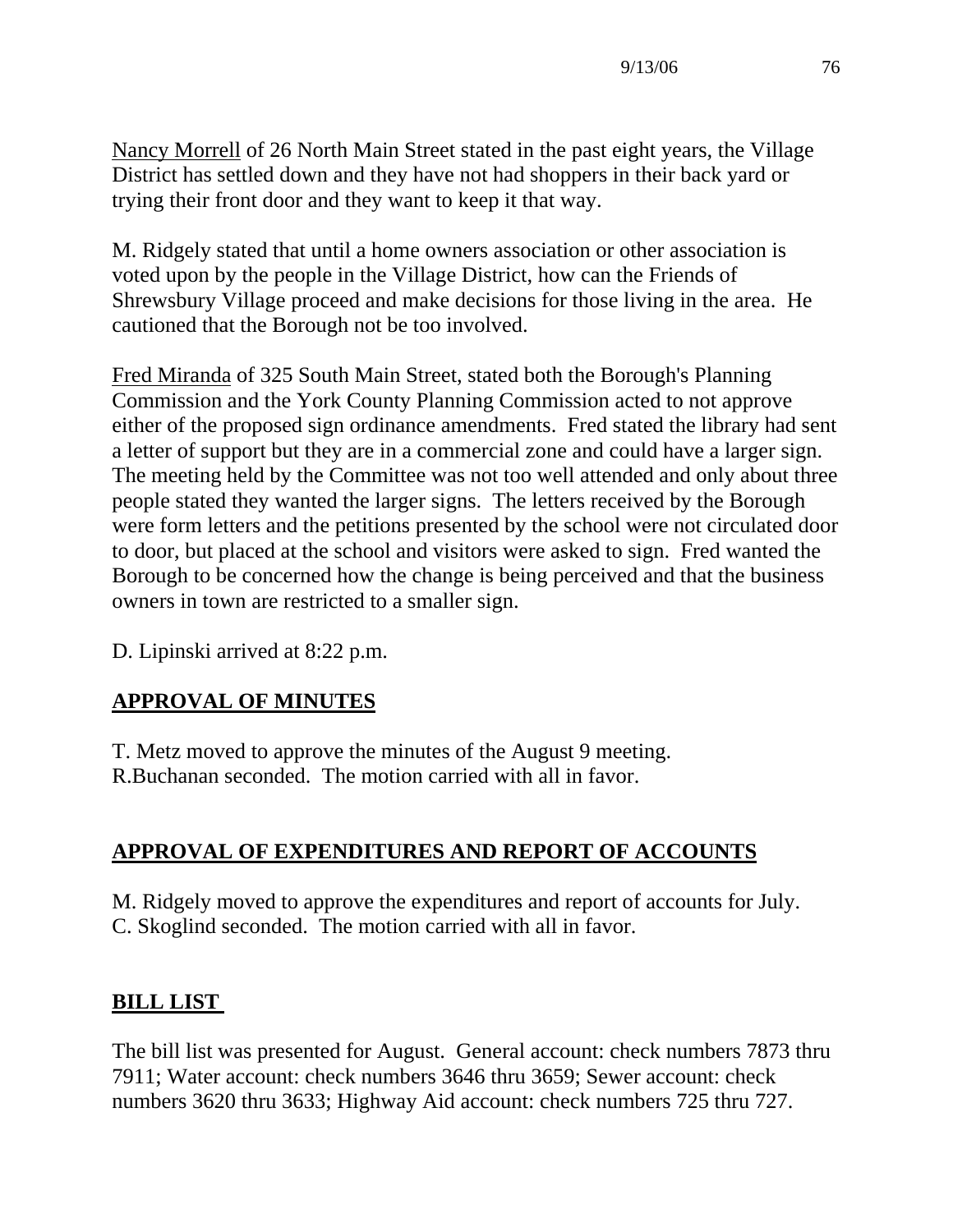Nancy Morrell of 26 North Main Street stated in the past eight years, the Village District has settled down and they have not had shoppers in their back yard or trying their front door and they want to keep it that way.

M. Ridgely stated that until a home owners association or other association is voted upon by the people in the Village District, how can the Friends of Shrewsbury Village proceed and make decisions for those living in the area. He cautioned that the Borough not be too involved.

Fred Miranda of 325 South Main Street, stated both the Borough's Planning Commission and the York County Planning Commission acted to not approve either of the proposed sign ordinance amendments. Fred stated the library had sent a letter of support but they are in a commercial zone and could have a larger sign. The meeting held by the Committee was not too well attended and only about three people stated they wanted the larger signs. The letters received by the Borough were form letters and the petitions presented by the school were not circulated door to door, but placed at the school and visitors were asked to sign. Fred wanted the Borough to be concerned how the change is being perceived and that the business owners in town are restricted to a smaller sign.

D. Lipinski arrived at 8:22 p.m.

## APPROVAL OF MINUTES

T. Metz moved to approve the minutes of the August 9 meeting.
R.Buchanan seconded. The motion carried with all in favor.

## APPROVAL OF EXPENDITURES AND REPORT OF ACCOUNTS

M. Ridgely moved to approve the expenditures and report of accounts for July.
C. Skoglind seconded. The motion carried with all in favor.

## BILL LIST

The bill list was presented for August. General account: check numbers 7873 thru 7911; Water account: check numbers 3646 thru 3659; Sewer account: check numbers 3620 thru 3633; Highway Aid account: check numbers 725 thru 727.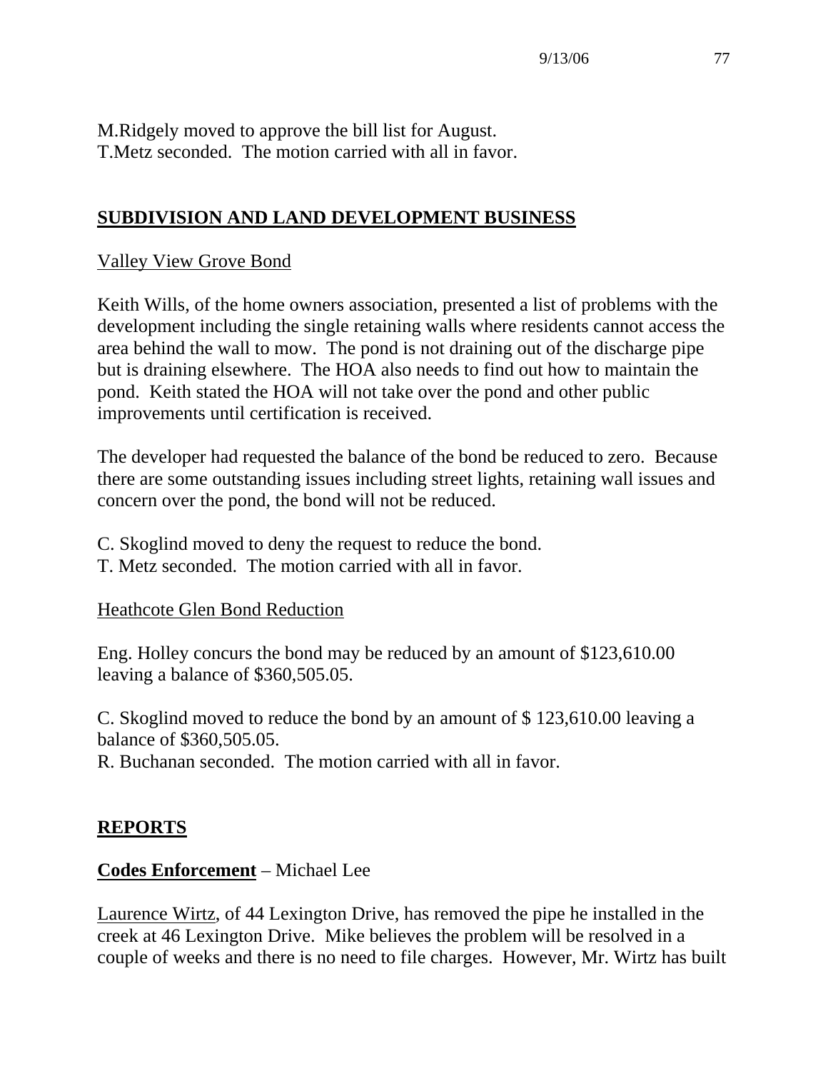M.Ridgely moved to approve the bill list for August.
T.Metz seconded. The motion carried with all in favor.

## SUBDIVISION AND LAND DEVELOPMENT BUSINESS

Valley View Grove Bond

Keith Wills, of the home owners association, presented a list of problems with the development including the single retaining walls where residents cannot access the area behind the wall to mow. The pond is not draining out of the discharge pipe but is draining elsewhere. The HOA also needs to find out how to maintain the pond. Keith stated the HOA will not take over the pond and other public improvements until certification is received.

The developer had requested the balance of the bond be reduced to zero. Because there are some outstanding issues including street lights, retaining wall issues and concern over the pond, the bond will not be reduced.

C. Skoglind moved to deny the request to reduce the bond.
T. Metz seconded. The motion carried with all in favor.

Heathcote Glen Bond Reduction

Eng. Holley concurs the bond may be reduced by an amount of $123,610.00 leaving a balance of $360,505.05.

C. Skoglind moved to reduce the bond by an amount of $ 123,610.00 leaving a balance of $360,505.05.
R. Buchanan seconded. The motion carried with all in favor.

## REPORTS

**Codes Enforcement** – Michael Lee

Laurence Wirtz, of 44 Lexington Drive, has removed the pipe he installed in the creek at 46 Lexington Drive. Mike believes the problem will be resolved in a couple of weeks and there is no need to file charges. However, Mr. Wirtz has built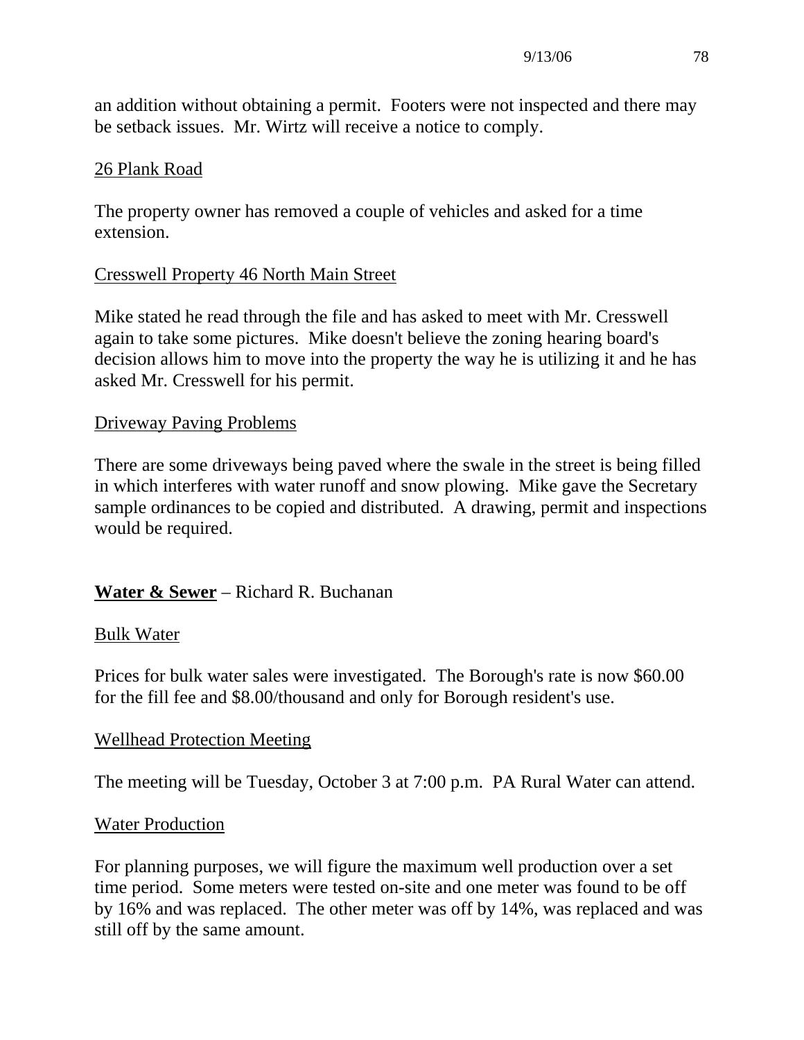an addition without obtaining a permit. Footers were not inspected and there may be setback issues. Mr. Wirtz will receive a notice to comply.

<u>26 Plank Road</u>

The property owner has removed a couple of vehicles and asked for a time extension.

<u>Cresswell Property 46 North Main Street</u>

Mike stated he read through the file and has asked to meet with Mr. Cresswell again to take some pictures. Mike doesn't believe the zoning hearing board's decision allows him to move into the property the way he is utilizing it and he has asked Mr. Cresswell for his permit.

<u>Driveway Paving Problems</u>

There are some driveways being paved where the swale in the street is being filled in which interferes with water runoff and snow plowing. Mike gave the Secretary sample ordinances to be copied and distributed. A drawing, permit and inspections would be required.

**<u>Water & Sewer</u>** – Richard R. Buchanan

<u>Bulk Water</u>

Prices for bulk water sales were investigated. The Borough's rate is now $60.00 for the fill fee and $8.00/thousand and only for Borough resident's use.

<u>Wellhead Protection Meeting</u>

The meeting will be Tuesday, October 3 at 7:00 p.m. PA Rural Water can attend.

<u>Water Production</u>

For planning purposes, we will figure the maximum well production over a set time period. Some meters were tested on-site and one meter was found to be off by 16% and was replaced. The other meter was off by 14%, was replaced and was still off by the same amount.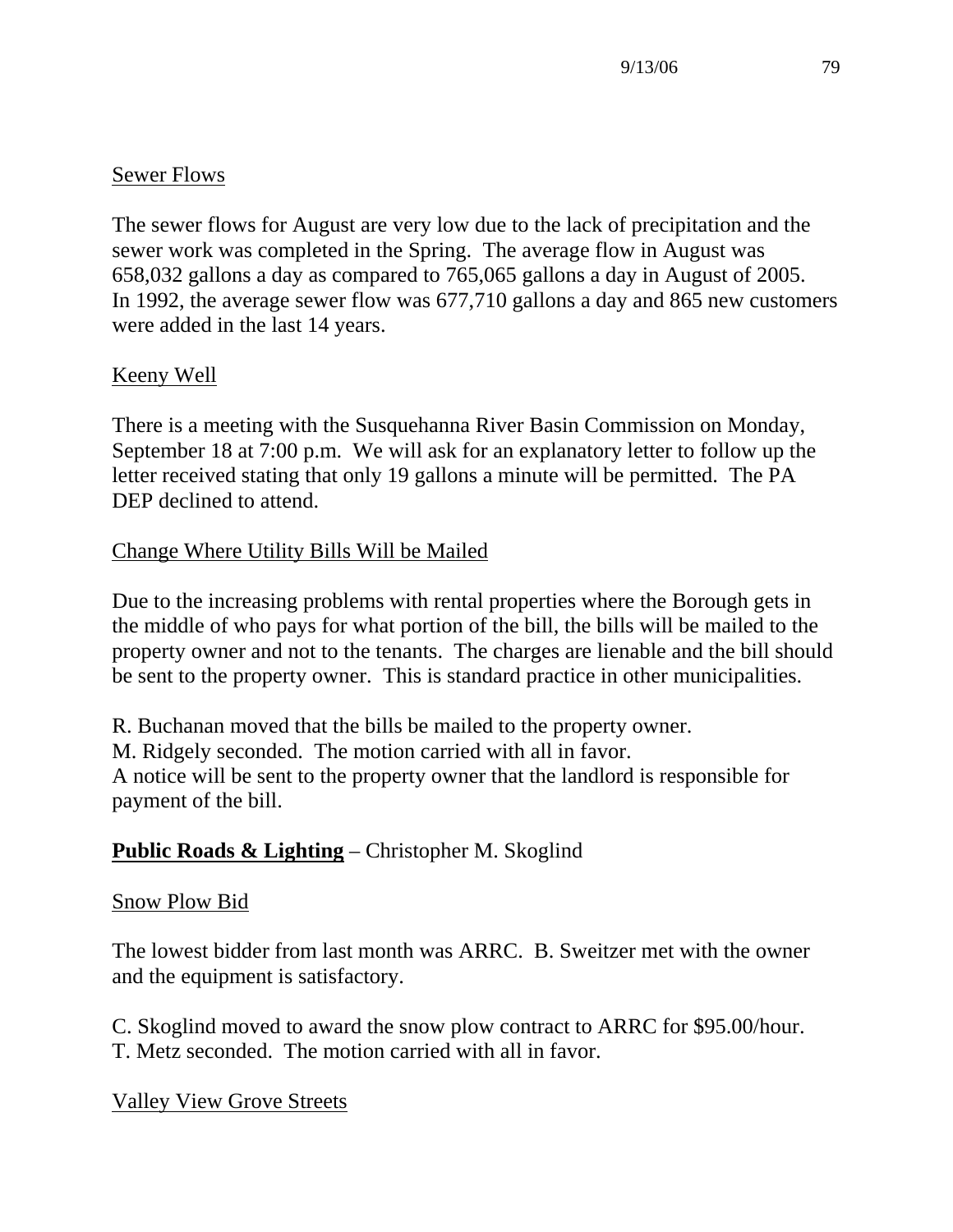Sewer Flows

The sewer flows for August are very low due to the lack of precipitation and the sewer work was completed in the Spring. The average flow in August was 658,032 gallons a day as compared to 765,065 gallons a day in August of 2005. In 1992, the average sewer flow was 677,710 gallons a day and 865 new customers were added in the last 14 years.

Keeny Well

There is a meeting with the Susquehanna River Basin Commission on Monday, September 18 at 7:00 p.m. We will ask for an explanatory letter to follow up the letter received stating that only 19 gallons a minute will be permitted. The PA DEP declined to attend.

Change Where Utility Bills Will be Mailed

Due to the increasing problems with rental properties where the Borough gets in the middle of who pays for what portion of the bill, the bills will be mailed to the property owner and not to the tenants. The charges are lienable and the bill should be sent to the property owner. This is standard practice in other municipalities.

R. Buchanan moved that the bills be mailed to the property owner.
M. Ridgely seconded. The motion carried with all in favor.
A notice will be sent to the property owner that the landlord is responsible for payment of the bill.

**Public Roads & Lighting** – Christopher M. Skoglind

Snow Plow Bid

The lowest bidder from last month was ARRC. B. Sweitzer met with the owner and the equipment is satisfactory.

C. Skoglind moved to award the snow plow contract to ARRC for $95.00/hour.
T. Metz seconded. The motion carried with all in favor.

Valley View Grove Streets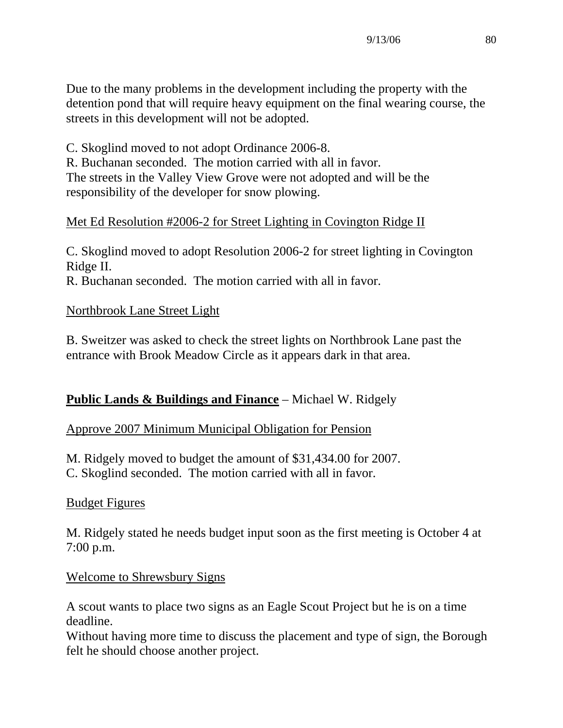Due to the many problems in the development including the property with the detention pond that will require heavy equipment on the final wearing course, the streets in this development will not be adopted.

C. Skoglind moved to not adopt Ordinance 2006-8.
R. Buchanan seconded. The motion carried with all in favor.
The streets in the Valley View Grove were not adopted and will be the responsibility of the developer for snow plowing.

<u>Met Ed Resolution #2006-2 for Street Lighting in Covington Ridge II</u>

C. Skoglind moved to adopt Resolution 2006-2 for street lighting in Covington Ridge II.
R. Buchanan seconded. The motion carried with all in favor.

<u>Northbrook Lane Street Light</u>

B. Sweitzer was asked to check the street lights on Northbrook Lane past the entrance with Brook Meadow Circle as it appears dark in that area.

**<u>Public Lands & Buildings and Finance</u>** – Michael W. Ridgely

<u>Approve 2007 Minimum Municipal Obligation for Pension</u>

M. Ridgely moved to budget the amount of $31,434.00 for 2007.
C. Skoglind seconded. The motion carried with all in favor.

<u>Budget Figures</u>

M. Ridgely stated he needs budget input soon as the first meeting is October 4 at 7:00 p.m.

<u>Welcome to Shrewsbury Signs</u>

A scout wants to place two signs as an Eagle Scout Project but he is on a time deadline.
Without having more time to discuss the placement and type of sign, the Borough felt he should choose another project.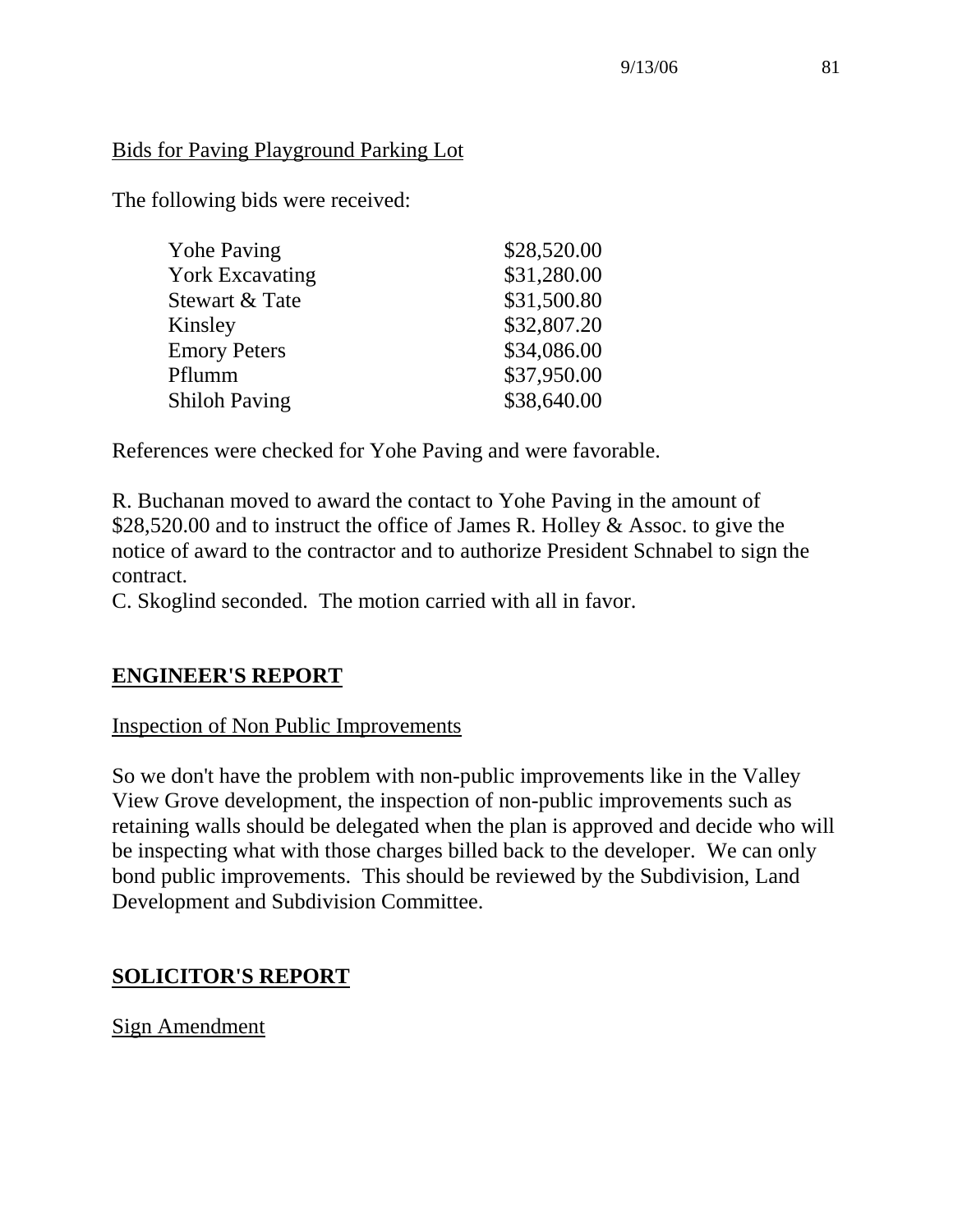Bids for Paving Playground Parking Lot

The following bids were received:

| | |
|---|---|
| Yohe Paving | $28,520.00 |
| York Excavating | $31,280.00 |
| Stewart & Tate | $31,500.80 |
| Kinsley | $32,807.20 |
| Emory Peters | $34,086.00 |
| Pflumm | $37,950.00 |
| Shiloh Paving | $38,640.00 |

References were checked for Yohe Paving and were favorable.

R. Buchanan moved to award the contact to Yohe Paving in the amount of $28,520.00 and to instruct the office of James R. Holley & Assoc. to give the notice of award to the contractor and to authorize President Schnabel to sign the contract.
C. Skoglind seconded. The motion carried with all in favor.

## ENGINEER'S REPORT

Inspection of Non Public Improvements

So we don't have the problem with non-public improvements like in the Valley View Grove development, the inspection of non-public improvements such as retaining walls should be delegated when the plan is approved and decide who will be inspecting what with those charges billed back to the developer. We can only bond public improvements. This should be reviewed by the Subdivision, Land Development and Subdivision Committee.

## SOLICITOR'S REPORT

Sign Amendment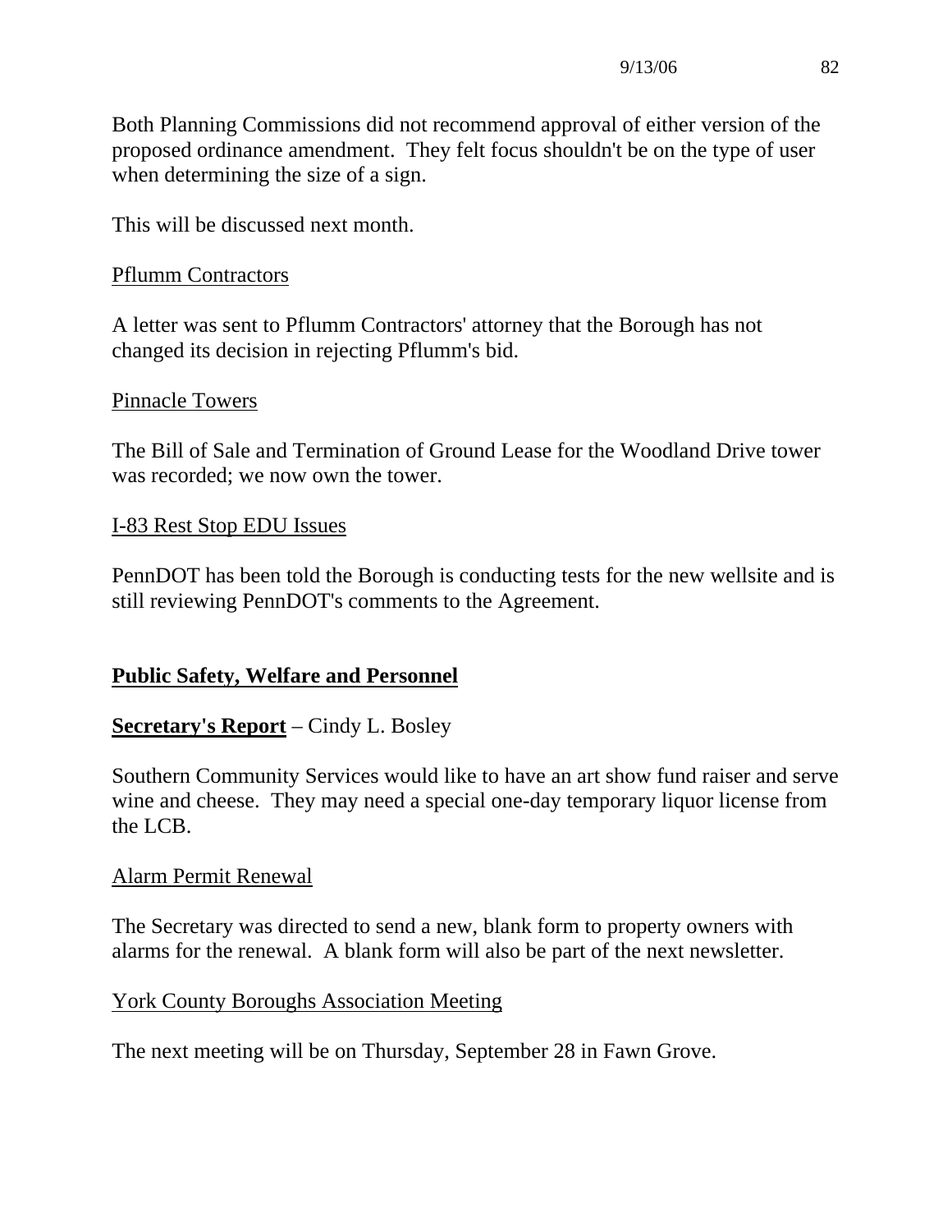Both Planning Commissions did not recommend approval of either version of the proposed ordinance amendment. They felt focus shouldn't be on the type of user when determining the size of a sign.

This will be discussed next month.

<u>Pflumm Contractors</u>

A letter was sent to Pflumm Contractors' attorney that the Borough has not changed its decision in rejecting Pflumm's bid.

<u>Pinnacle Towers</u>

The Bill of Sale and Termination of Ground Lease for the Woodland Drive tower was recorded; we now own the tower.

<u>I-83 Rest Stop EDU Issues</u>

PennDOT has been told the Borough is conducting tests for the new wellsite and is still reviewing PennDOT's comments to the Agreement.

## Public Safety, Welfare and Personnel

**Secretary's Report** – Cindy L. Bosley

Southern Community Services would like to have an art show fund raiser and serve wine and cheese. They may need a special one-day temporary liquor license from the LCB.

<u>Alarm Permit Renewal</u>

The Secretary was directed to send a new, blank form to property owners with alarms for the renewal. A blank form will also be part of the next newsletter.

<u>York County Boroughs Association Meeting</u>

The next meeting will be on Thursday, September 28 in Fawn Grove.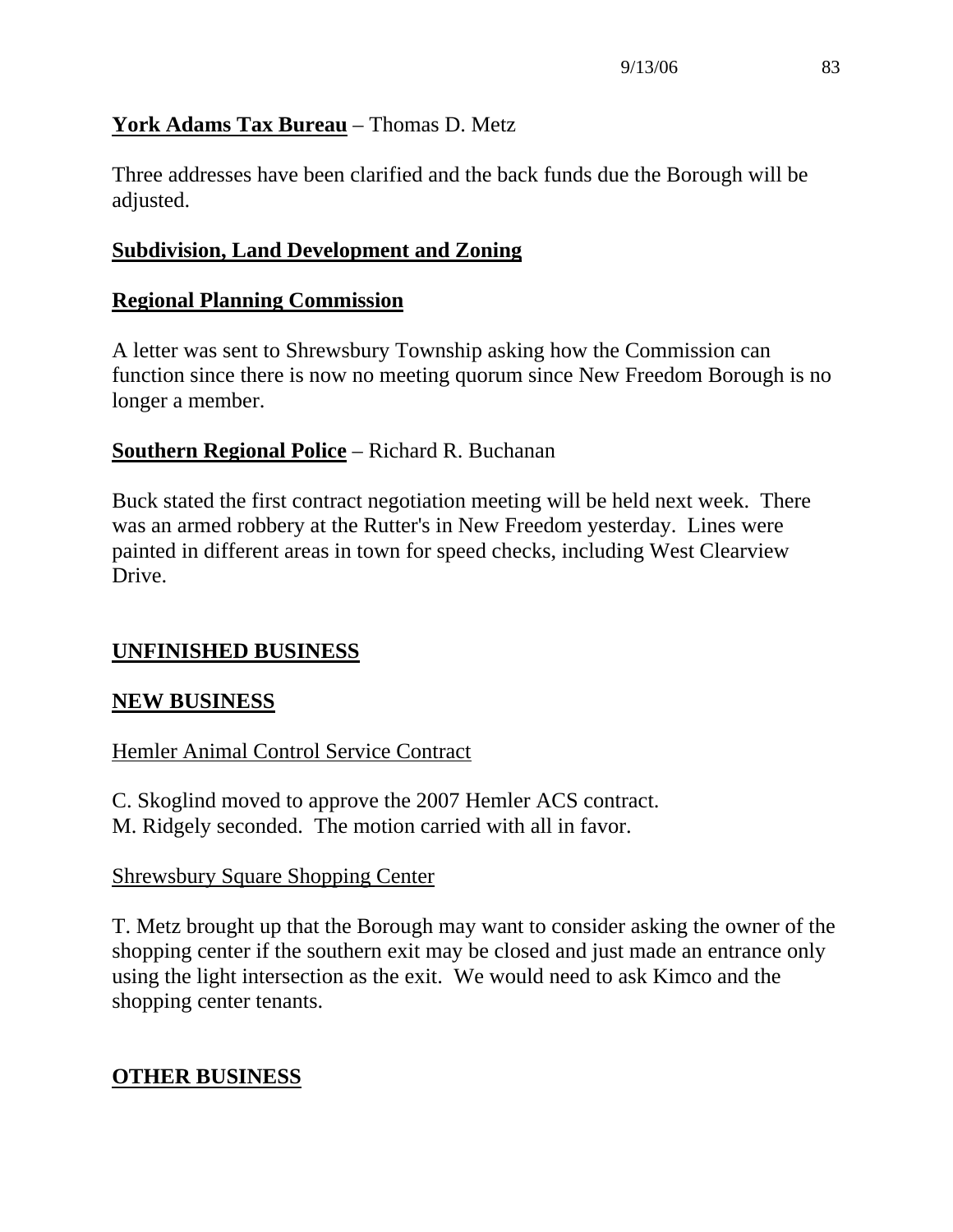**York Adams Tax Bureau** – Thomas D. Metz

Three addresses have been clarified and the back funds due the Borough will be adjusted.

**Subdivision, Land Development and Zoning**

**Regional Planning Commission**

A letter was sent to Shrewsbury Township asking how the Commission can function since there is now no meeting quorum since New Freedom Borough is no longer a member.

**Southern Regional Police** – Richard R. Buchanan

Buck stated the first contract negotiation meeting will be held next week. There was an armed robbery at the Rutter's in New Freedom yesterday. Lines were painted in different areas in town for speed checks, including West Clearview Drive.

## UNFINISHED BUSINESS

## NEW BUSINESS

Hemler Animal Control Service Contract

C. Skoglind moved to approve the 2007 Hemler ACS contract.
M. Ridgely seconded. The motion carried with all in favor.

Shrewsbury Square Shopping Center

T. Metz brought up that the Borough may want to consider asking the owner of the shopping center if the southern exit may be closed and just made an entrance only using the light intersection as the exit. We would need to ask Kimco and the shopping center tenants.

## OTHER BUSINESS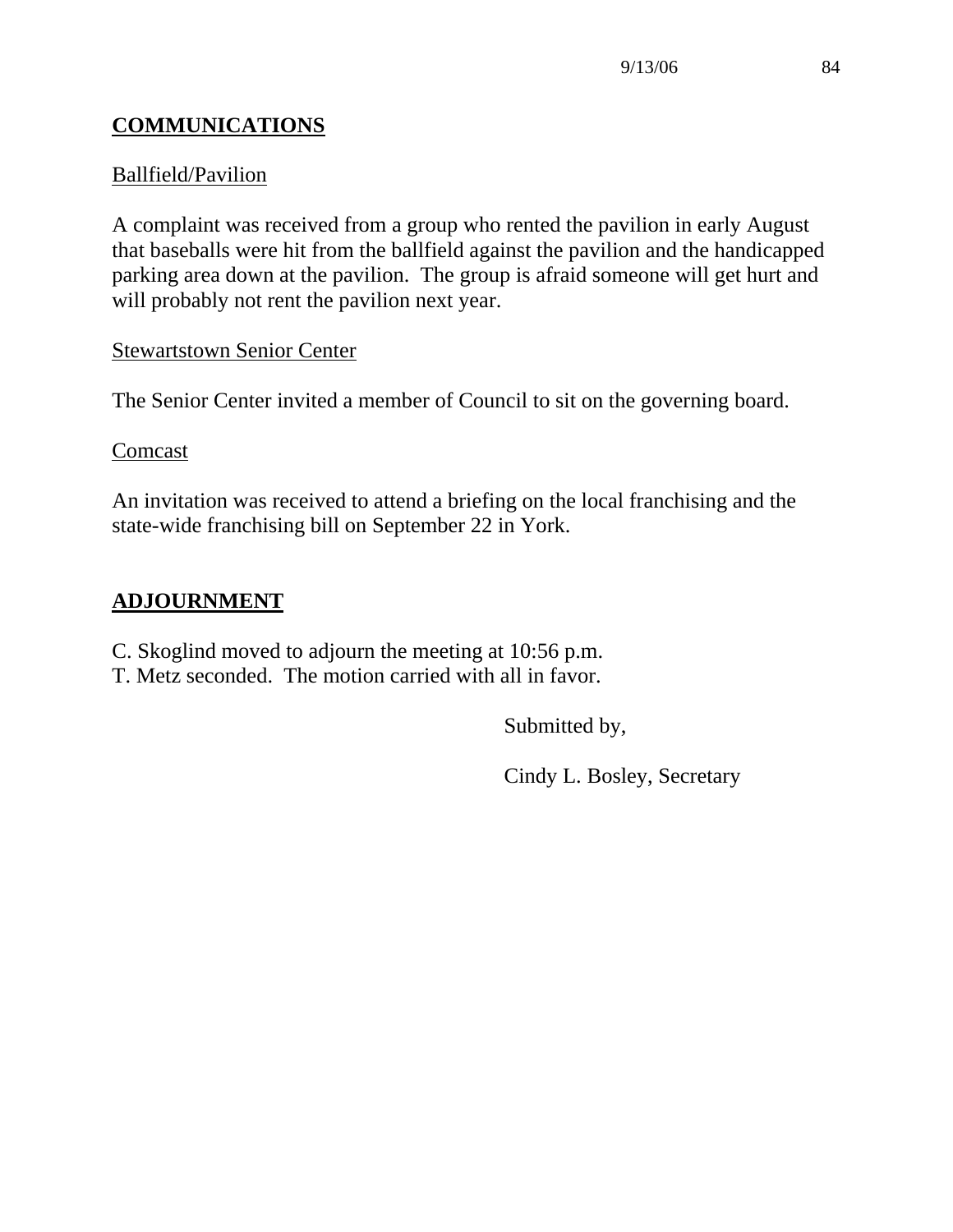## COMMUNICATIONS

Ballfield/Pavilion

A complaint was received from a group who rented the pavilion in early August that baseballs were hit from the ballfield against the pavilion and the handicapped parking area down at the pavilion. The group is afraid someone will get hurt and will probably not rent the pavilion next year.

Stewartstown Senior Center

The Senior Center invited a member of Council to sit on the governing board.

Comcast

An invitation was received to attend a briefing on the local franchising and the state-wide franchising bill on September 22 in York.

## ADJOURNMENT

C. Skoglind moved to adjourn the meeting at 10:56 p.m.
T. Metz seconded. The motion carried with all in favor.

Submitted by,

Cindy L. Bosley, Secretary